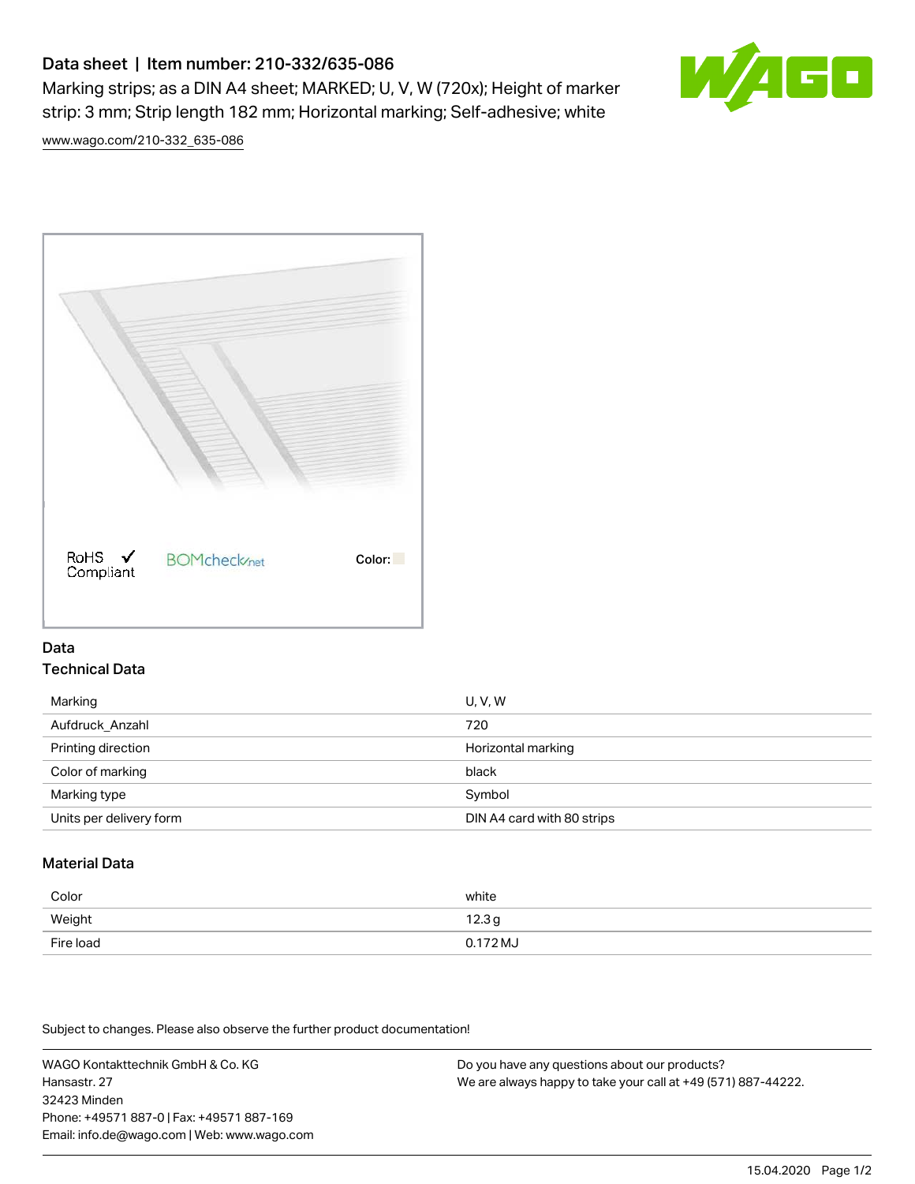# Data sheet | Item number: 210-332/635-086

Marking strips; as a DIN A4 sheet; MARKED; U, V, W (720x); Height of marker strip: 3 mm; Strip length 182 mm; Horizontal marking; Self-adhesive; white

[www.wago.com/210-332_635-086](www.wago.com/210-332_635-086)

RoHS ✓ Compliant BOMcheck.net Color:

## Data

### Technical Data

| | |
|---|---|
| Marking | U, V, W |
| Aufdruck_Anzahl | 720 |
| Printing direction | Horizontal marking |
| Color of marking | black |
| Marking type | Symbol |
| Units per delivery form | DIN A4 card with 80 strips |

### Material Data

| | |
|---|---|
| Color | white |
| Weight | 12.3 g |
| Fire load | 0.172 MJ |

Subject to changes. Please also observe the further product documentation!

WAGO Kontakttechnik GmbH & Co. KG
Hansastr. 27
32423 Minden
Phone: +49571 887-0 | Fax: +49571 887-169
Email: info.de@wago.com | Web: www.wago.com

Do you have any questions about our products?
We are always happy to take your call at +49 (571) 887-44222.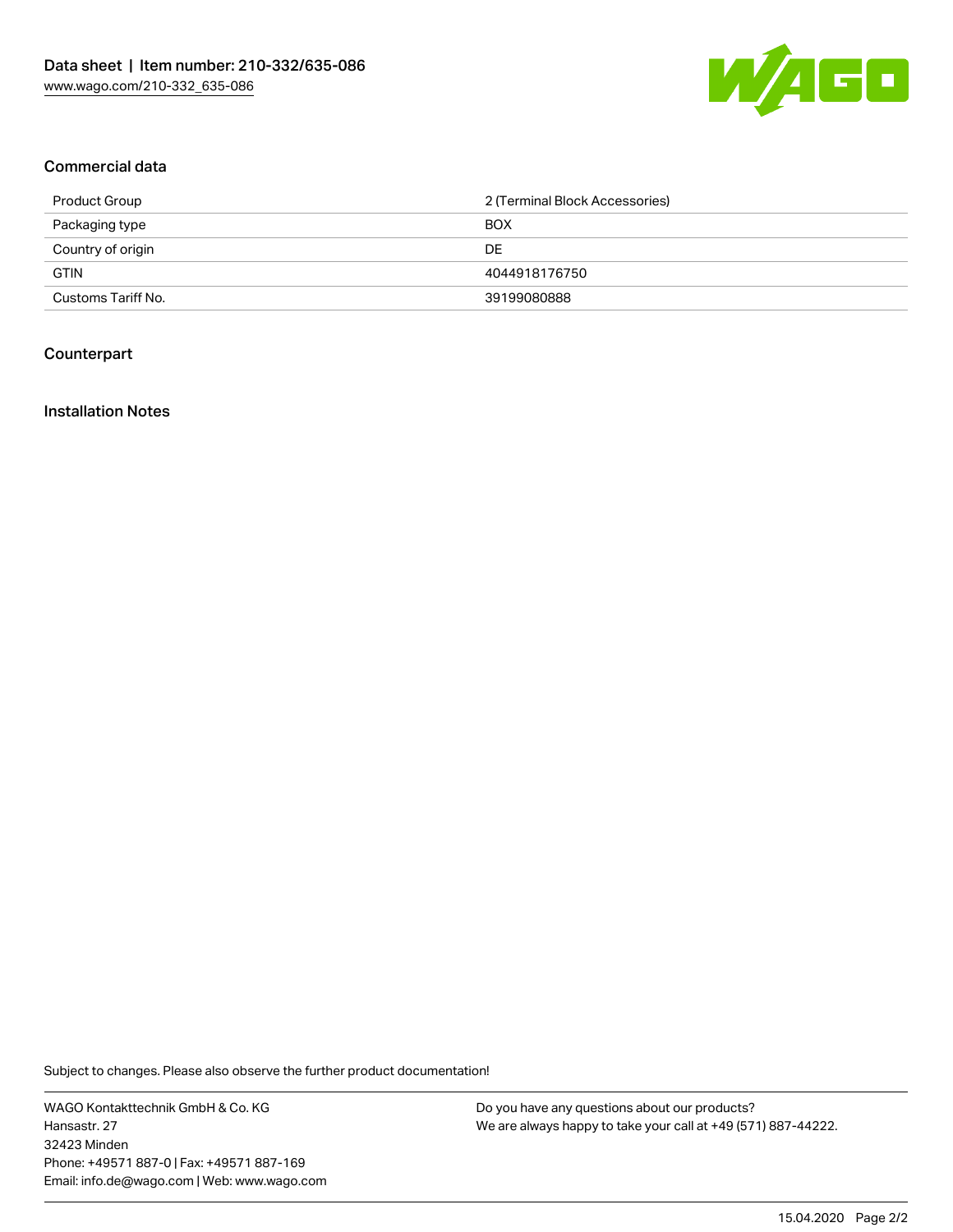## Commercial data

| | |
|---|---|
| Product Group | 2 (Terminal Block Accessories) |
| Packaging type | BOX |
| Country of origin | DE |
| GTIN | 4044918176750 |
| Customs Tariff No. | 39199080888 |

## Counterpart

## Installation Notes

Subject to changes. Please also observe the further product documentation!

WAGO Kontakttechnik GmbH & Co. KG
Hansastr. 27
32423 Minden
Phone: +49571 887-0 | Fax: +49571 887-169
Email: info.de@wago.com | Web: www.wago.com

Do you have any questions about our products?
We are always happy to take your call at +49 (571) 887-44222.